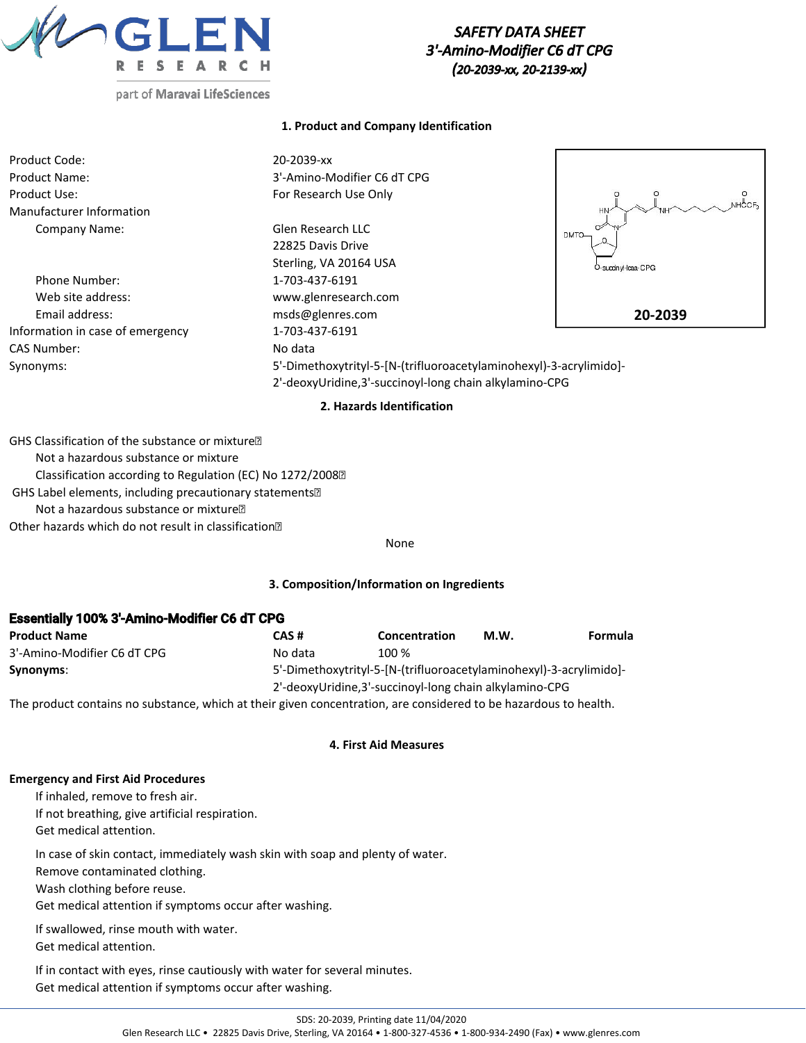# SAFETY DATA SHEET
## 3'-Amino-Modifier C6 dT CPG
## (20-2039-xx, 20-2139-xx)

### 1. Product and Company Identification

| | |
|---|---|
| Product Code: | 20-2039-xx |
| Product Name: | 3'-Amino-Modifier C6 dT CPG |
| Product Use: | For Research Use Only |
| Manufacturer Information | |
| Company Name: | Glen Research LLC<br>22825 Davis Drive<br>Sterling, VA 20164 USA |
| Phone Number: | 1-703-437-6191 |
| Web site address: | www.glenresearch.com |
| Email address: | msds@glenres.com |
| Information in case of emergency | 1-703-437-6191 |
| CAS Number: | No data |
| Synonyms: | 5'-Dimethoxytrityl-5-[N-(trifluoroacetylaminohexyl)-3-acrylimido]-2'-deoxyUridine,3'-succinoyl-long chain alkylamino-CPG |

20-2039

### 2. Hazards Identification

GHS Classification of the substance or mixture
- Not a hazardous substance or mixture
- Classification according to Regulation (EC) No 1272/2008

GHS Label elements, including precautionary statements
- Not a hazardous substance or mixture

Other hazards which do not result in classification

None

### 3. Composition/Information on Ingredients

**Essentially 100% 3'-Amino-Modifier C6 dT CPG**

| Product Name | CAS # | Concentration | M.W. | Formula |
|---|---|---|---|---|
| 3'-Amino-Modifier C6 dT CPG | No data | 100 % | | |

**Synonyms**: 5'-Dimethoxytrityl-5-[N-(trifluoroacetylaminohexyl)-3-acrylimido]-2'-deoxyUridine,3'-succinoyl-long chain alkylamino-CPG

The product contains no substance, which at their given concentration, are considered to be hazardous to health.

### 4. First Aid Measures

**Emergency and First Aid Procedures**

If inhaled, remove to fresh air.
If not breathing, give artificial respiration.
Get medical attention.

In case of skin contact, immediately wash skin with soap and plenty of water.
Remove contaminated clothing.
Wash clothing before reuse.
Get medical attention if symptoms occur after washing.

If swallowed, rinse mouth with water.
Get medical attention.

If in contact with eyes, rinse cautiously with water for several minutes.
Get medical attention if symptoms occur after washing.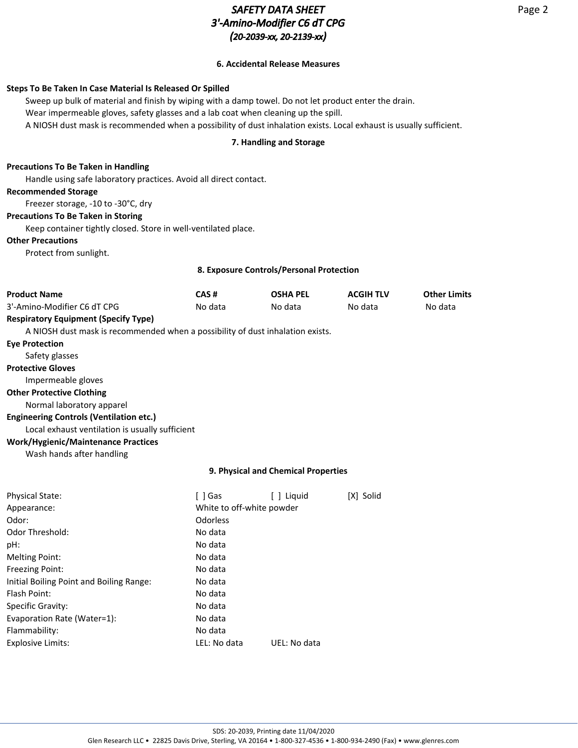## 6. Accidental Release Measures

**Steps To Be Taken In Case Material Is Released Or Spilled**

Sweep up bulk of material and finish by wiping with a damp towel. Do not let product enter the drain.
Wear impermeable gloves, safety glasses and a lab coat when cleaning up the spill.
A NIOSH dust mask is recommended when a possibility of dust inhalation exists. Local exhaust is usually sufficient.

## 7. Handling and Storage

**Precautions To Be Taken in Handling**

Handle using safe laboratory practices. Avoid all direct contact.

**Recommended Storage**

Freezer storage, -10 to -30°C, dry

**Precautions To Be Taken in Storing**

Keep container tightly closed. Store in well-ventilated place.

**Other Precautions**

Protect from sunlight.

## 8. Exposure Controls/Personal Protection

| Product Name | CAS # | OSHA PEL | ACGIH TLV | Other Limits |
|---|---|---|---|---|
| 3'-Amino-Modifier C6 dT CPG | No data | No data | No data | No data |

**Respiratory Equipment (Specify Type)**

A NIOSH dust mask is recommended when a possibility of dust inhalation exists.

**Eye Protection**

Safety glasses

**Protective Gloves**

Impermeable gloves

**Other Protective Clothing**

Normal laboratory apparel

**Engineering Controls (Ventilation etc.)**

Local exhaust ventilation is usually sufficient

**Work/Hygienic/Maintenance Practices**

Wash hands after handling

## 9. Physical and Chemical Properties

| | | | |
|---|---|---|---|
| Physical State: | [ ] Gas | [ ] Liquid | [X] Solid |
| Appearance: | White to off-white powder | | |
| Odor: | Odorless | | |
| Odor Threshold: | No data | | |
| pH: | No data | | |
| Melting Point: | No data | | |
| Freezing Point: | No data | | |
| Initial Boiling Point and Boiling Range: | No data | | |
| Flash Point: | No data | | |
| Specific Gravity: | No data | | |
| Evaporation Rate (Water=1): | No data | | |
| Flammability: | No data | | |
| Explosive Limits: | LEL: No data | UEL: No data | |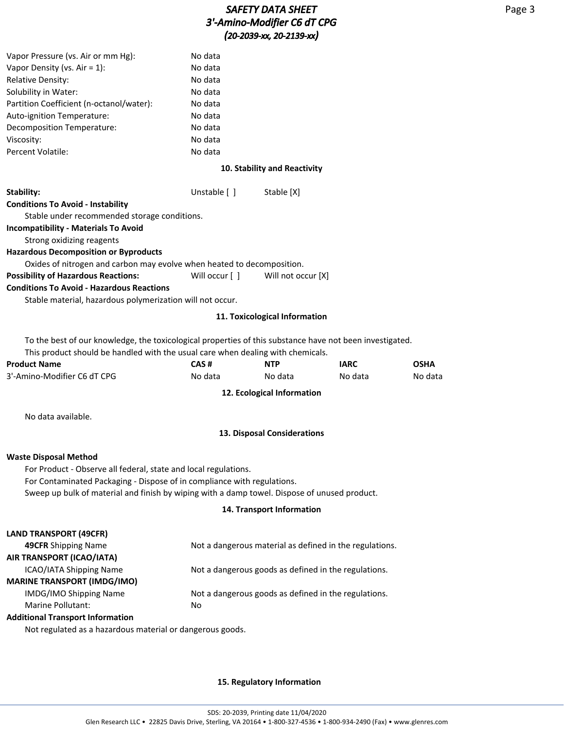| | |
|---|---|
| Vapor Pressure (vs. Air or mm Hg): | No data |
| Vapor Density (vs. Air = 1): | No data |
| Relative Density: | No data |
| Solubility in Water: | No data |
| Partition Coefficient (n-octanol/water): | No data |
| Auto-ignition Temperature: | No data |
| Decomposition Temperature: | No data |
| Viscosity: | No data |
| Percent Volatile: | No data |

## 10. Stability and Reactivity

**Stability:** Unstable [ ] Stable [X]

**Conditions To Avoid - Instability**

Stable under recommended storage conditions.

**Incompatibility - Materials To Avoid**

Strong oxidizing reagents

**Hazardous Decomposition or Byproducts**

Oxides of nitrogen and carbon may evolve when heated to decomposition.

**Possibility of Hazardous Reactions:** Will occur [ ] Will not occur [X]

**Conditions To Avoid - Hazardous Reactions**

Stable material, hazardous polymerization will not occur.

## 11. Toxicological Information

To the best of our knowledge, the toxicological properties of this substance have not been investigated.
This product should be handled with the usual care when dealing with chemicals.

| Product Name | CAS # | NTP | IARC | OSHA |
|---|---|---|---|---|
| 3'-Amino-Modifier C6 dT CPG | No data | No data | No data | No data |

## 12. Ecological Information

No data available.

## 13. Disposal Considerations

**Waste Disposal Method**

For Product - Observe all federal, state and local regulations.
For Contaminated Packaging - Dispose of in compliance with regulations.
Sweep up bulk of material and finish by wiping with a damp towel. Dispose of unused product.

## 14. Transport Information

**LAND TRANSPORT (49CFR)**

| | |
|---|---|
| **49CFR** Shipping Name | Not a dangerous material as defined in the regulations. |

**AIR TRANSPORT (ICAO/IATA)**

| | |
|---|---|
| ICAO/IATA Shipping Name | Not a dangerous goods as defined in the regulations. |

**MARINE TRANSPORT (IMDG/IMO)**

| | |
|---|---|
| IMDG/IMO Shipping Name | Not a dangerous goods as defined in the regulations. |
| Marine Pollutant: | No |

**Additional Transport Information**

Not regulated as a hazardous material or dangerous goods.

## 15. Regulatory Information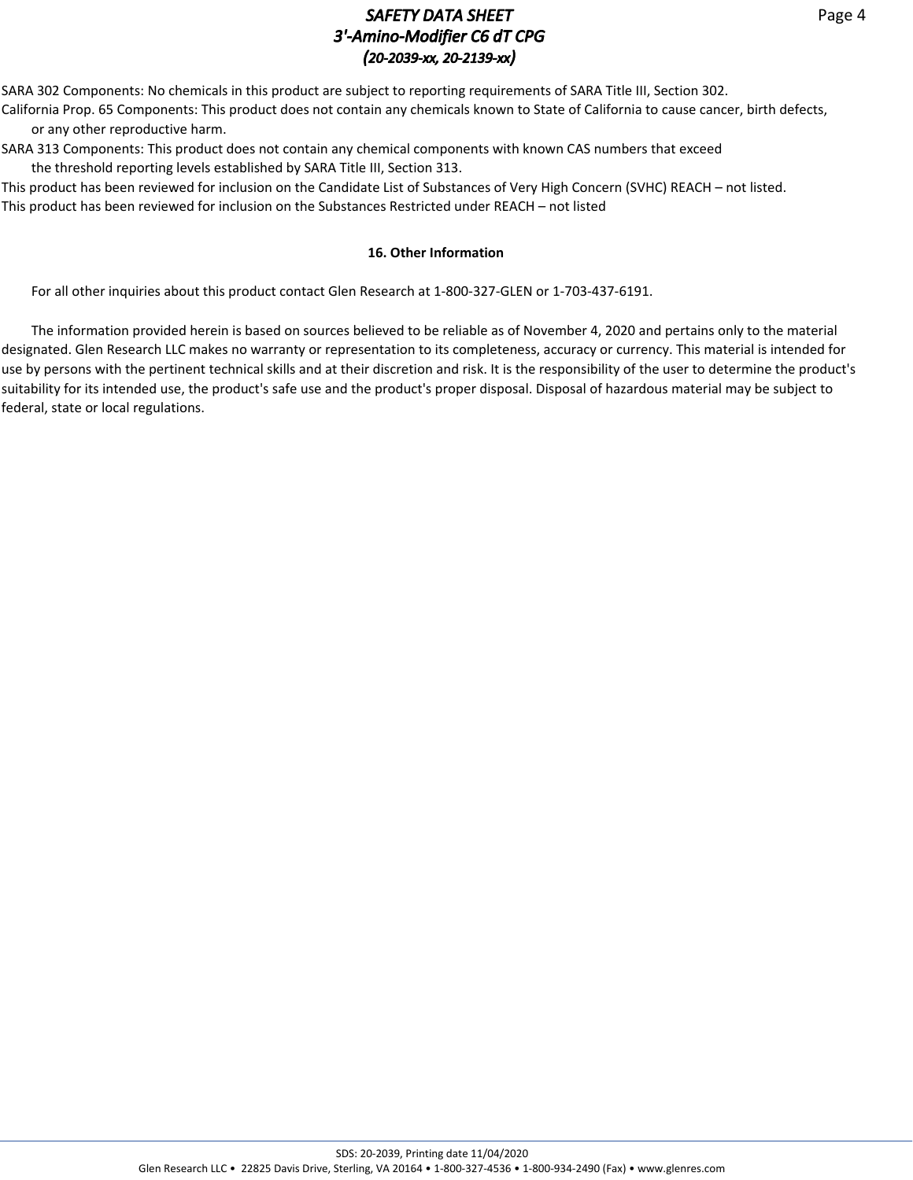SARA 302 Components: No chemicals in this product are subject to reporting requirements of SARA Title III, Section 302.

California Prop. 65 Components: This product does not contain any chemicals known to State of California to cause cancer, birth defects, or any other reproductive harm.

SARA 313 Components: This product does not contain any chemical components with known CAS numbers that exceed the threshold reporting levels established by SARA Title III, Section 313.

This product has been reviewed for inclusion on the Candidate List of Substances of Very High Concern (SVHC) REACH – not listed.

This product has been reviewed for inclusion on the Substances Restricted under REACH – not listed

## 16. Other Information

For all other inquiries about this product contact Glen Research at 1-800-327-GLEN or 1-703-437-6191.

The information provided herein is based on sources believed to be reliable as of November 4, 2020 and pertains only to the material designated. Glen Research LLC makes no warranty or representation to its completeness, accuracy or currency. This material is intended for use by persons with the pertinent technical skills and at their discretion and risk. It is the responsibility of the user to determine the product's suitability for its intended use, the product's safe use and the product's proper disposal. Disposal of hazardous material may be subject to federal, state or local regulations.